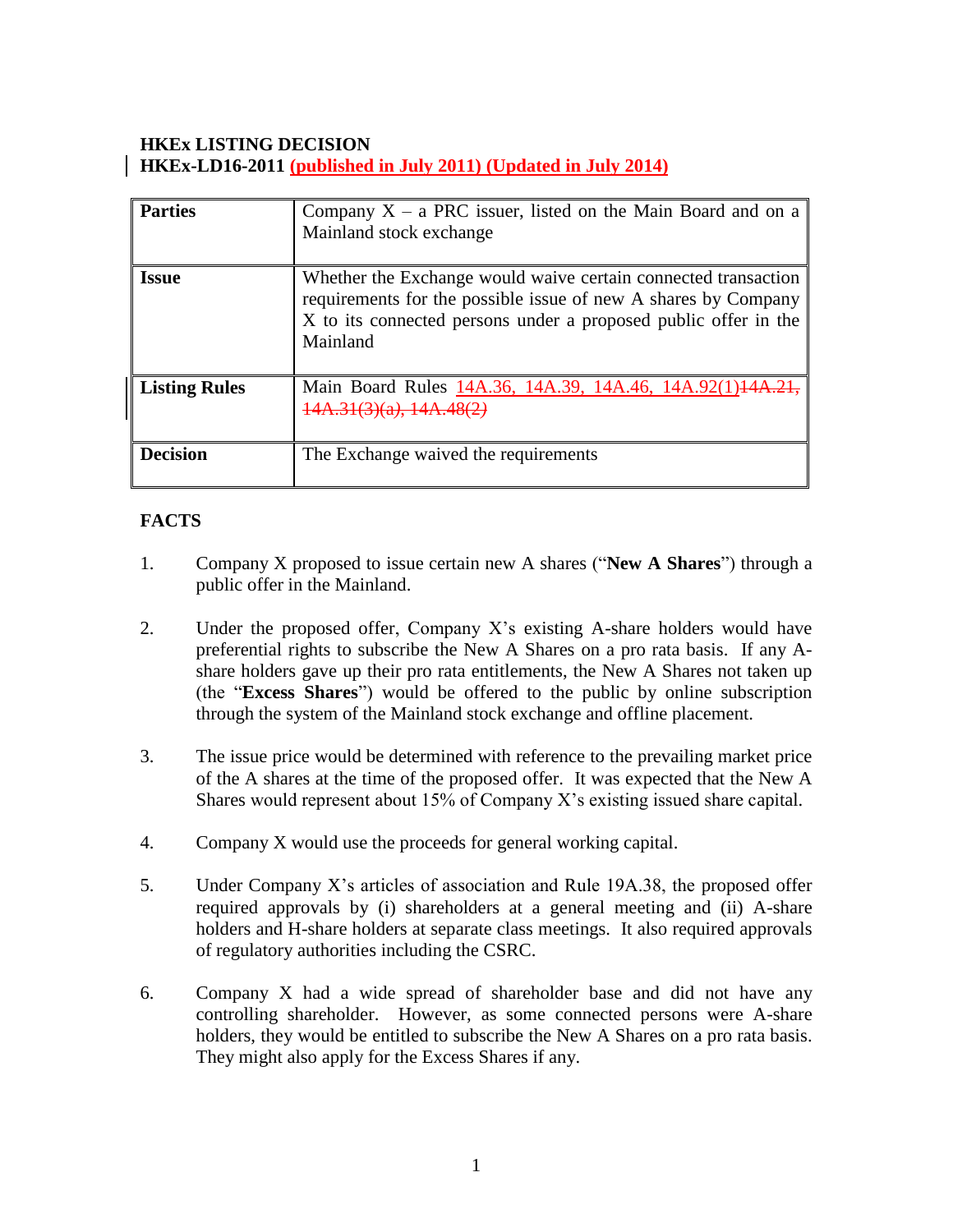**HKEx LISTING DECISION**
**HKEx-LD16-2011 (published in July 2011) (Updated in July 2014)**

| | |
|---|---|
| **Parties** | Company X – a PRC issuer, listed on the Main Board and on a Mainland stock exchange |
| **Issue** | Whether the Exchange would waive certain connected transaction requirements for the possible issue of new A shares by Company X to its connected persons under a proposed public offer in the Mainland |
| **Listing Rules** | Main Board Rules 14A.36, 14A.39, 14A.46, 14A.92(1)~~14A.21, 14A.31(3)(a), 14A.48(2)~~ |
| **Decision** | The Exchange waived the requirements |

## FACTS

1. Company X proposed to issue certain new A shares ("**New A Shares**") through a public offer in the Mainland.

2. Under the proposed offer, Company X's existing A-share holders would have preferential rights to subscribe the New A Shares on a pro rata basis. If any A-share holders gave up their pro rata entitlements, the New A Shares not taken up (the "**Excess Shares**") would be offered to the public by online subscription through the system of the Mainland stock exchange and offline placement.

3. The issue price would be determined with reference to the prevailing market price of the A shares at the time of the proposed offer. It was expected that the New A Shares would represent about 15% of Company X's existing issued share capital.

4. Company X would use the proceeds for general working capital.

5. Under Company X's articles of association and Rule 19A.38, the proposed offer required approvals by (i) shareholders at a general meeting and (ii) A-share holders and H-share holders at separate class meetings. It also required approvals of regulatory authorities including the CSRC.

6. Company X had a wide spread of shareholder base and did not have any controlling shareholder. However, as some connected persons were A-share holders, they would be entitled to subscribe the New A Shares on a pro rata basis. They might also apply for the Excess Shares if any.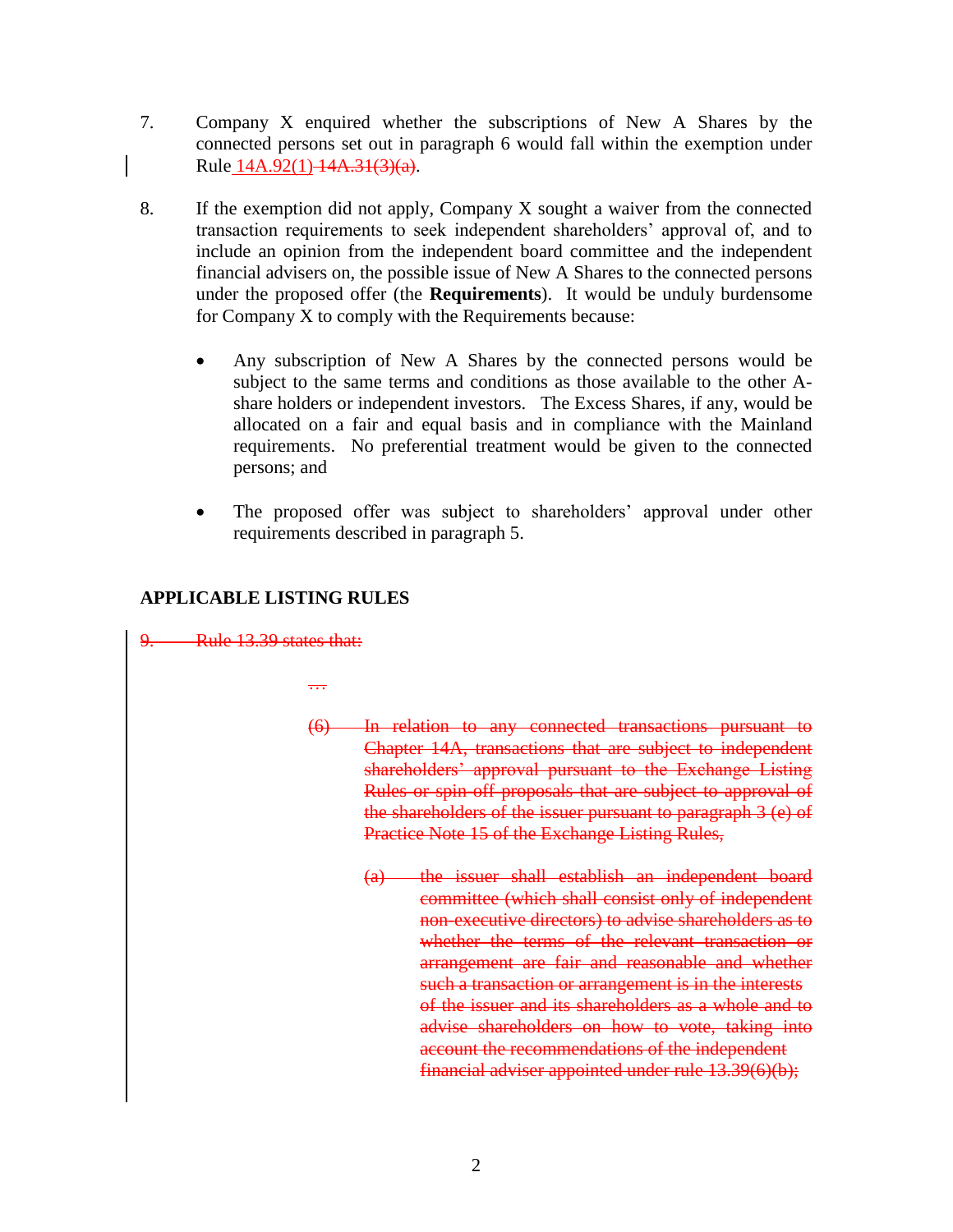7. Company X enquired whether the subscriptions of New A Shares by the connected persons set out in paragraph 6 would fall within the exemption under Rule 14A.92(1) ~~14A.31(3)(a)~~.

8. If the exemption did not apply, Company X sought a waiver from the connected transaction requirements to seek independent shareholders' approval of, and to include an opinion from the independent board committee and the independent financial advisers on, the possible issue of New A Shares to the connected persons under the proposed offer (the **Requirements**). It would be unduly burdensome for Company X to comply with the Requirements because:

   - Any subscription of New A Shares by the connected persons would be subject to the same terms and conditions as those available to the other A-share holders or independent investors. The Excess Shares, if any, would be allocated on a fair and equal basis and in compliance with the Mainland requirements. No preferential treatment would be given to the connected persons; and

   - The proposed offer was subject to shareholders' approval under other requirements described in paragraph 5.

## APPLICABLE LISTING RULES

~~9. Rule 13.39 states that:~~

~~…~~

~~(6) In relation to any connected transactions pursuant to Chapter 14A, transactions that are subject to independent shareholders' approval pursuant to the Exchange Listing Rules or spin-off proposals that are subject to approval of the shareholders of the issuer pursuant to paragraph 3 (e) of Practice Note 15 of the Exchange Listing Rules,~~

~~(a) the issuer shall establish an independent board committee (which shall consist only of independent non-executive directors) to advise shareholders as to whether the terms of the relevant transaction or arrangement are fair and reasonable and whether such a transaction or arrangement is in the interests of the issuer and its shareholders as a whole and to advise shareholders on how to vote, taking into account the recommendations of the independent financial adviser appointed under rule 13.39(6)(b);~~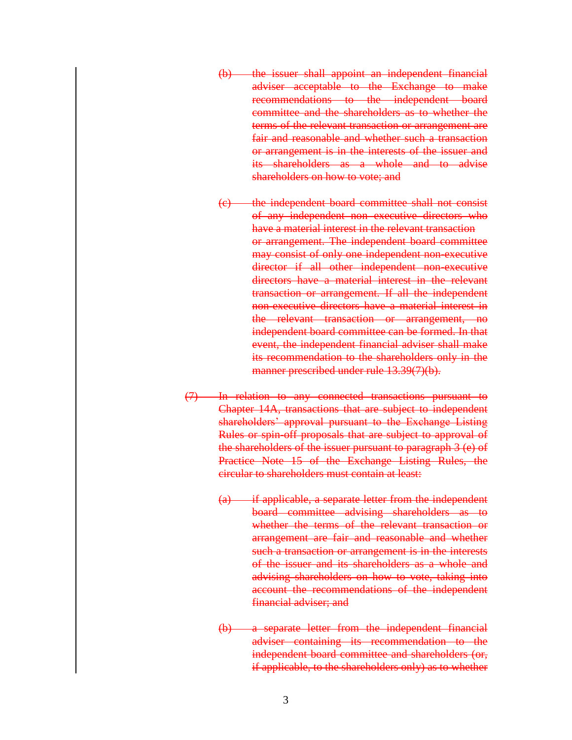~~(b) the issuer shall appoint an independent financial adviser acceptable to the Exchange to make recommendations to the independent board committee and the shareholders as to whether the terms of the relevant transaction or arrangement are fair and reasonable and whether such a transaction or arrangement is in the interests of the issuer and its shareholders as a whole and to advise shareholders on how to vote; and~~

~~(c) the independent board committee shall not consist of any independent non-executive directors who have a material interest in the relevant transaction or arrangement. The independent board committee may consist of only one independent non-executive director if all other independent non-executive directors have a material interest in the relevant transaction or arrangement. If all the independent non-executive directors have a material interest in the relevant transaction or arrangement, no independent board committee can be formed. In that event, the independent financial adviser shall make its recommendation to the shareholders only in the manner prescribed under rule 13.39(7)(b).~~

~~(7) In relation to any connected transactions pursuant to Chapter 14A, transactions that are subject to independent shareholders' approval pursuant to the Exchange Listing Rules or spin-off proposals that are subject to approval of the shareholders of the issuer pursuant to paragraph 3 (e) of Practice Note 15 of the Exchange Listing Rules, the circular to shareholders must contain at least:~~

~~(a) if applicable, a separate letter from the independent board committee advising shareholders as to whether the terms of the relevant transaction or arrangement are fair and reasonable and whether such a transaction or arrangement is in the interests of the issuer and its shareholders as a whole and advising shareholders on how to vote, taking into account the recommendations of the independent financial adviser; and~~

~~(b) a separate letter from the independent financial adviser containing its recommendation to the independent board committee and shareholders (or, if applicable, to the shareholders only) as to whether~~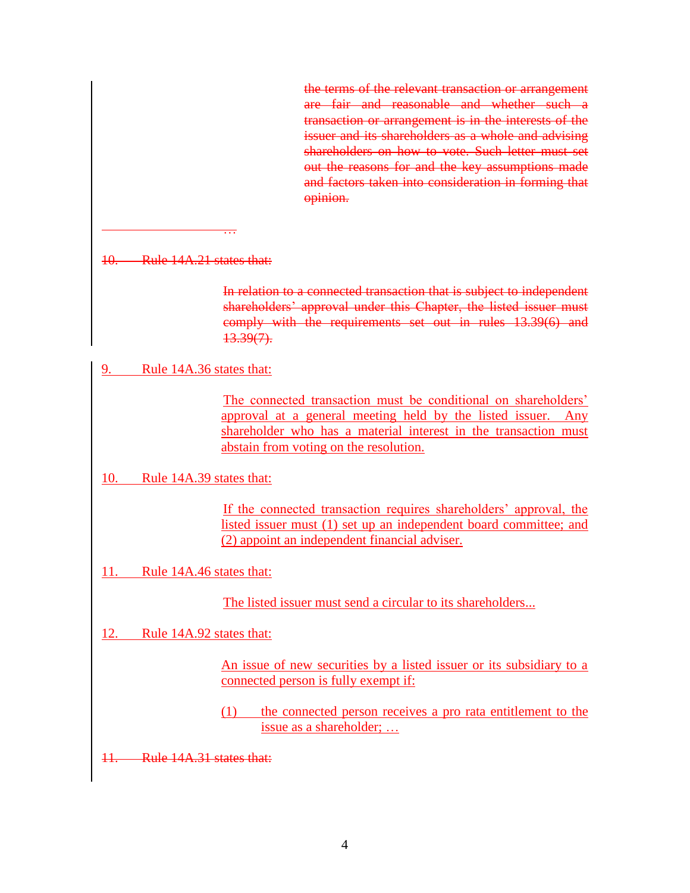~~the terms of the relevant transaction or arrangement are fair and reasonable and whether such a transaction or arrangement is in the interests of the issuer and its shareholders as a whole and advising shareholders on how to vote. Such letter must set out the reasons for and the key assumptions made and factors taken into consideration in forming that opinion.~~

~~…~~

~~10. Rule 14A.21 states that:~~

> ~~In relation to a connected transaction that is subject to independent shareholders' approval under this Chapter, the listed issuer must comply with the requirements set out in rules 13.39(6) and 13.39(7).~~

<u>9. Rule 14A.36 states that:</u>

> <u>The connected transaction must be conditional on shareholders' approval at a general meeting held by the listed issuer. Any shareholder who has a material interest in the transaction must abstain from voting on the resolution.</u>

<u>10. Rule 14A.39 states that:</u>

> <u>If the connected transaction requires shareholders' approval, the listed issuer must (1) set up an independent board committee; and (2) appoint an independent financial adviser.</u>

<u>11. Rule 14A.46 states that:</u>

> <u>The listed issuer must send a circular to its shareholders...</u>

<u>12. Rule 14A.92 states that:</u>

> <u>An issue of new securities by a listed issuer or its subsidiary to a connected person is fully exempt if:</u>
>
> <u>(1) the connected person receives a pro rata entitlement to the issue as a shareholder; …</u>

~~11. Rule 14A.31 states that:~~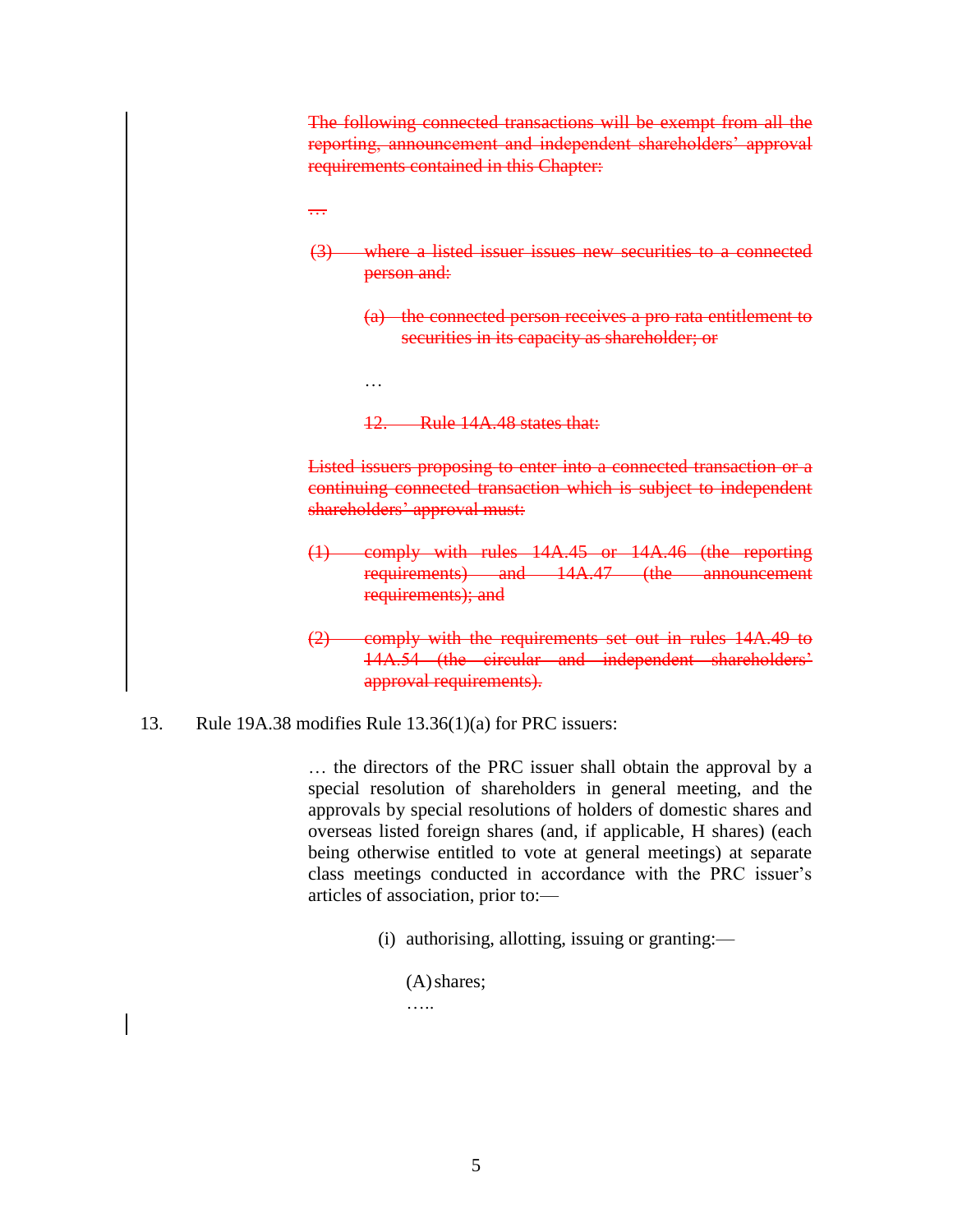~~The following connected transactions will be exempt from all the reporting, announcement and independent shareholders' approval requirements contained in this Chapter:~~

~~…~~

~~(3) where a listed issuer issues new securities to a connected person and:~~

~~(a) the connected person receives a pro rata entitlement to securities in its capacity as shareholder; or~~

…

~~12. Rule 14A.48 states that:~~

~~Listed issuers proposing to enter into a connected transaction or a continuing connected transaction which is subject to independent shareholders' approval must:~~

~~(1) comply with rules 14A.45 or 14A.46 (the reporting requirements) and 14A.47 (the announcement requirements); and~~

~~(2) comply with the requirements set out in rules 14A.49 to 14A.54 (the circular and independent shareholders' approval requirements).~~

13. Rule 19A.38 modifies Rule 13.36(1)(a) for PRC issuers:

> … the directors of the PRC issuer shall obtain the approval by a special resolution of shareholders in general meeting, and the approvals by special resolutions of holders of domestic shares and overseas listed foreign shares (and, if applicable, H shares) (each being otherwise entitled to vote at general meetings) at separate class meetings conducted in accordance with the PRC issuer's articles of association, prior to:—
>
> (i) authorising, allotting, issuing or granting:—
>
> (A) shares;
>
> …..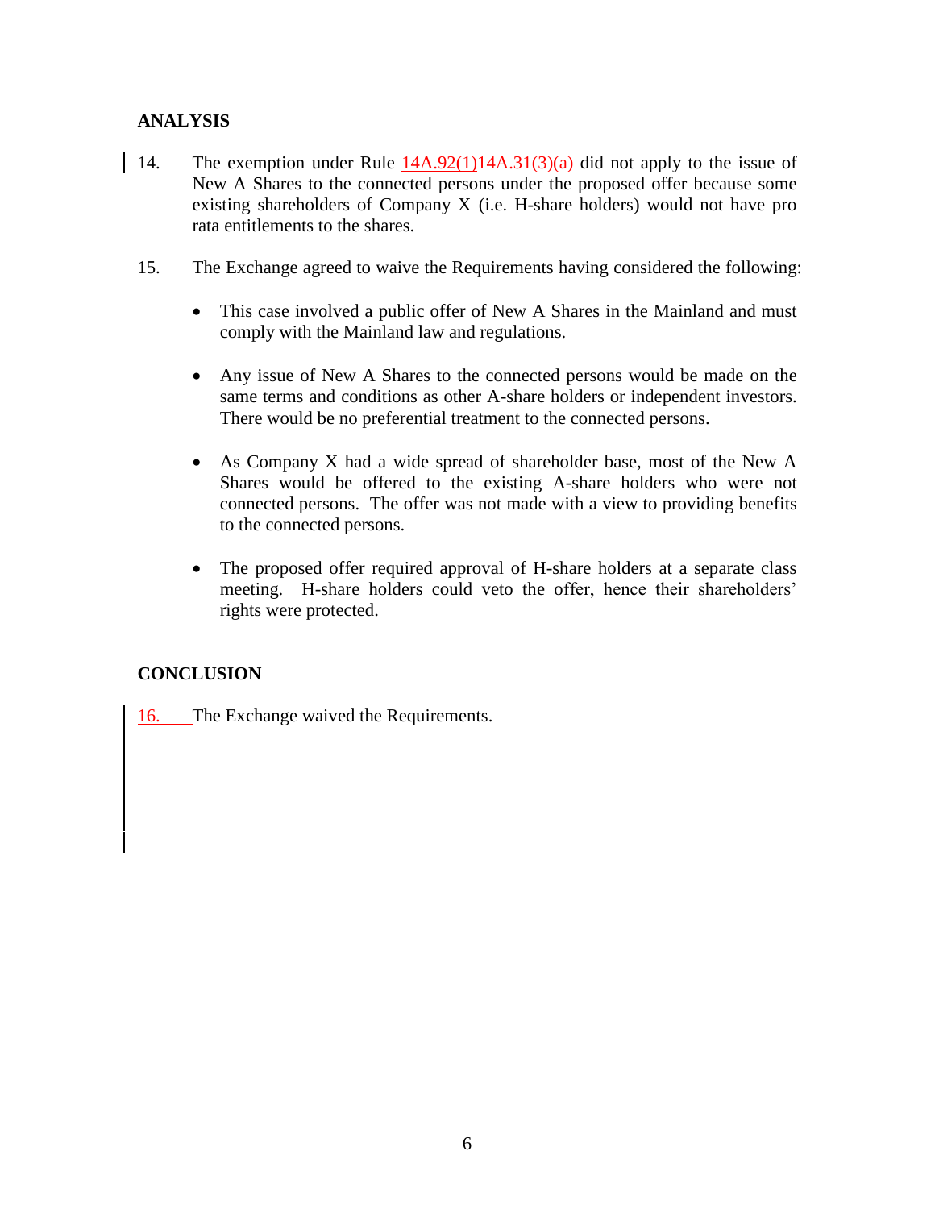## ANALYSIS

14. The exemption under Rule 14A.92(1)~~14A.31(3)(a)~~ did not apply to the issue of New A Shares to the connected persons under the proposed offer because some existing shareholders of Company X (i.e. H-share holders) would not have pro rata entitlements to the shares.

15. The Exchange agreed to waive the Requirements having considered the following:

   - This case involved a public offer of New A Shares in the Mainland and must comply with the Mainland law and regulations.

   - Any issue of New A Shares to the connected persons would be made on the same terms and conditions as other A-share holders or independent investors. There would be no preferential treatment to the connected persons.

   - As Company X had a wide spread of shareholder base, most of the New A Shares would be offered to the existing A-share holders who were not connected persons. The offer was not made with a view to providing benefits to the connected persons.

   - The proposed offer required approval of H-share holders at a separate class meeting. H-share holders could veto the offer, hence their shareholders' rights were protected.

## CONCLUSION

16. The Exchange waived the Requirements.